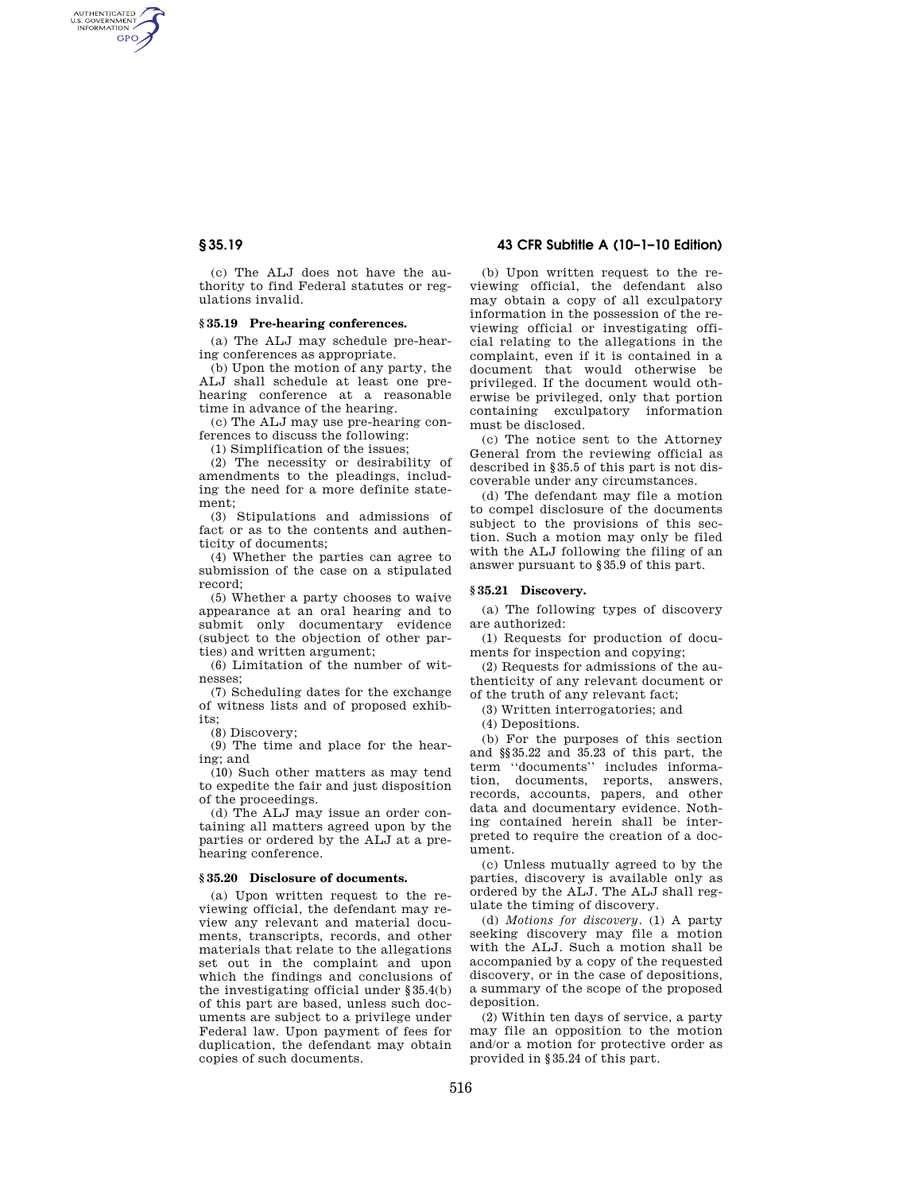(c) The ALJ does not have the authority to find Federal statutes or regulations invalid.

### § 35.19 Pre-hearing conferences.

(a) The ALJ may schedule pre-hearing conferences as appropriate.

(b) Upon the motion of any party, the ALJ shall schedule at least one prehearing conference at a reasonable time in advance of the hearing.

(c) The ALJ may use pre-hearing conferences to discuss the following:

(1) Simplification of the issues;

(2) The necessity or desirability of amendments to the pleadings, including the need for a more definite statement;

(3) Stipulations and admissions of fact or as to the contents and authenticity of documents;

(4) Whether the parties can agree to submission of the case on a stipulated record;

(5) Whether a party chooses to waive appearance at an oral hearing and to submit only documentary evidence (subject to the objection of other parties) and written argument;

(6) Limitation of the number of witnesses;

(7) Scheduling dates for the exchange of witness lists and of proposed exhibits;

(8) Discovery;

(9) The time and place for the hearing; and

(10) Such other matters as may tend to expedite the fair and just disposition of the proceedings.

(d) The ALJ may issue an order containing all matters agreed upon by the parties or ordered by the ALJ at a prehearing conference.

### § 35.20 Disclosure of documents.

(a) Upon written request to the reviewing official, the defendant may review any relevant and material documents, transcripts, records, and other materials that relate to the allegations set out in the complaint and upon which the findings and conclusions of the investigating official under § 35.4(b) of this part are based, unless such documents are subject to a privilege under Federal law. Upon payment of fees for duplication, the defendant may obtain copies of such documents.

(b) Upon written request to the reviewing official, the defendant also may obtain a copy of all exculpatory information in the possession of the reviewing official or investigating official relating to the allegations in the complaint, even if it is contained in a document that would otherwise be privileged. If the document would otherwise be privileged, only that portion containing exculpatory information must be disclosed.

(c) The notice sent to the Attorney General from the reviewing official as described in § 35.5 of this part is not discoverable under any circumstances.

(d) The defendant may file a motion to compel disclosure of the documents subject to the provisions of this section. Such a motion may only be filed with the ALJ following the filing of an answer pursuant to § 35.9 of this part.

### § 35.21 Discovery.

(a) The following types of discovery are authorized:

(1) Requests for production of documents for inspection and copying;

(2) Requests for admissions of the authenticity of any relevant document or of the truth of any relevant fact;

(3) Written interrogatories; and

(4) Depositions.

(b) For the purposes of this section and §§ 35.22 and 35.23 of this part, the term ''documents'' includes information, documents, reports, answers, records, accounts, papers, and other data and documentary evidence. Nothing contained herein shall be interpreted to require the creation of a document.

(c) Unless mutually agreed to by the parties, discovery is available only as ordered by the ALJ. The ALJ shall regulate the timing of discovery.

(d) *Motions for discovery.* (1) A party seeking discovery may file a motion with the ALJ. Such a motion shall be accompanied by a copy of the requested discovery, or in the case of depositions, a summary of the scope of the proposed deposition.

(2) Within ten days of service, a party may file an opposition to the motion and/or a motion for protective order as provided in § 35.24 of this part.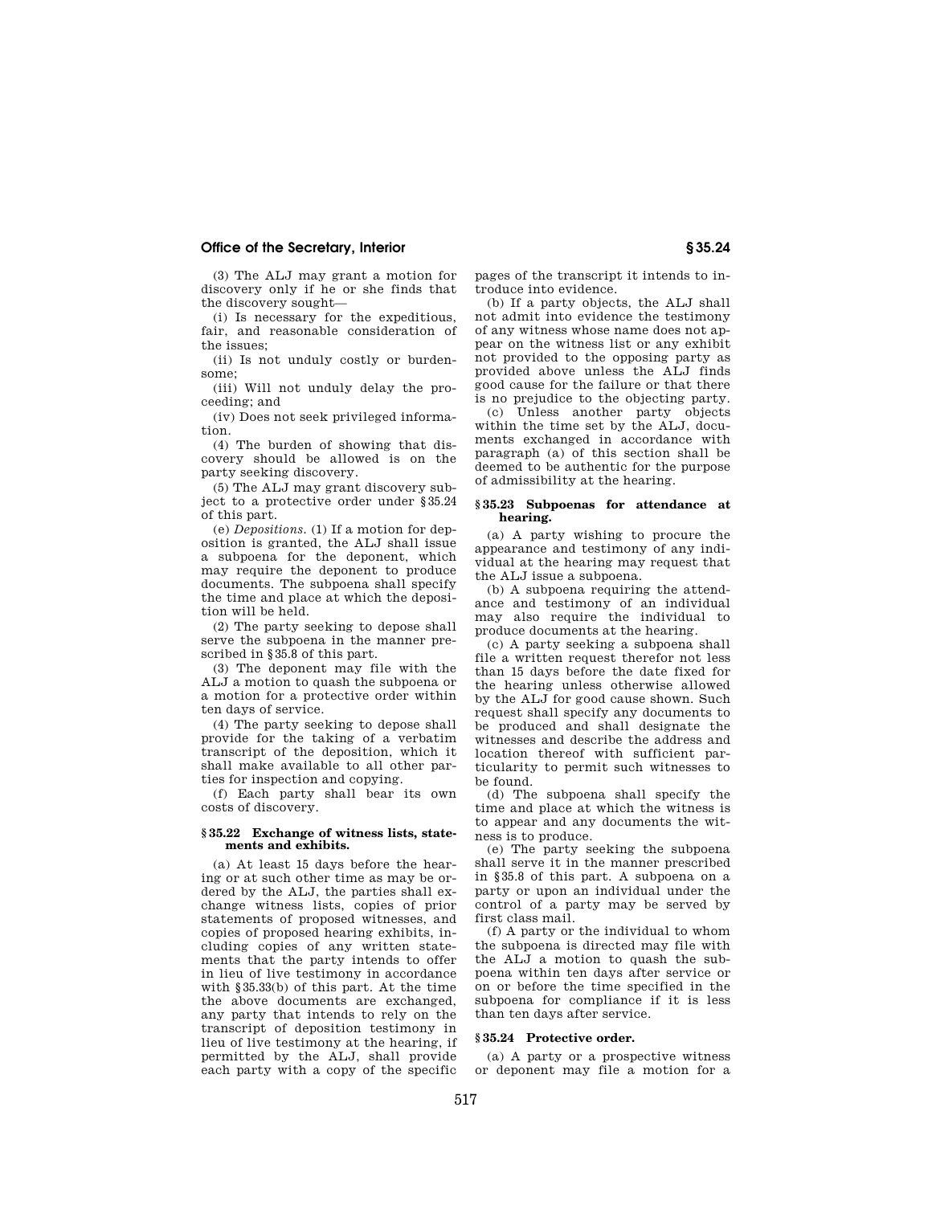(3) The ALJ may grant a motion for discovery only if he or she finds that the discovery sought—

(i) Is necessary for the expeditious, fair, and reasonable consideration of the issues;

(ii) Is not unduly costly or burdensome;

(iii) Will not unduly delay the proceeding; and

(iv) Does not seek privileged information.

(4) The burden of showing that discovery should be allowed is on the party seeking discovery.

(5) The ALJ may grant discovery subject to a protective order under §35.24 of this part.

(e) *Depositions.* (1) If a motion for deposition is granted, the ALJ shall issue a subpoena for the deponent, which may require the deponent to produce documents. The subpoena shall specify the time and place at which the deposition will be held.

(2) The party seeking to depose shall serve the subpoena in the manner prescribed in §35.8 of this part.

(3) The deponent may file with the ALJ a motion to quash the subpoena or a motion for a protective order within ten days of service.

(4) The party seeking to depose shall provide for the taking of a verbatim transcript of the deposition, which it shall make available to all other parties for inspection and copying.

(f) Each party shall bear its own costs of discovery.

#### §35.22 Exchange of witness lists, statements and exhibits.

(a) At least 15 days before the hearing or at such other time as may be ordered by the ALJ, the parties shall exchange witness lists, copies of prior statements of proposed witnesses, and copies of proposed hearing exhibits, including copies of any written statements that the party intends to offer in lieu of live testimony in accordance with §35.33(b) of this part. At the time the above documents are exchanged, any party that intends to rely on the transcript of deposition testimony in lieu of live testimony at the hearing, if permitted by the ALJ, shall provide each party with a copy of the specific pages of the transcript it intends to introduce into evidence.

(b) If a party objects, the ALJ shall not admit into evidence the testimony of any witness whose name does not appear on the witness list or any exhibit not provided to the opposing party as provided above unless the ALJ finds good cause for the failure or that there is no prejudice to the objecting party.

(c) Unless another party objects within the time set by the ALJ, documents exchanged in accordance with paragraph (a) of this section shall be deemed to be authentic for the purpose of admissibility at the hearing.

#### §35.23 Subpoenas for attendance at hearing.

(a) A party wishing to procure the appearance and testimony of any individual at the hearing may request that the ALJ issue a subpoena.

(b) A subpoena requiring the attendance and testimony of an individual may also require the individual to produce documents at the hearing.

(c) A party seeking a subpoena shall file a written request therefor not less than 15 days before the date fixed for the hearing unless otherwise allowed by the ALJ for good cause shown. Such request shall specify any documents to be produced and shall designate the witnesses and describe the address and location thereof with sufficient particularity to permit such witnesses to be found.

(d) The subpoena shall specify the time and place at which the witness is to appear and any documents the witness is to produce.

(e) The party seeking the subpoena shall serve it in the manner prescribed in §35.8 of this part. A subpoena on a party or upon an individual under the control of a party may be served by first class mail.

(f) A party or the individual to whom the subpoena is directed may file with the ALJ a motion to quash the subpoena within ten days after service or on or before the time specified in the subpoena for compliance if it is less than ten days after service.

#### §35.24 Protective order.

(a) A party or a prospective witness or deponent may file a motion for a